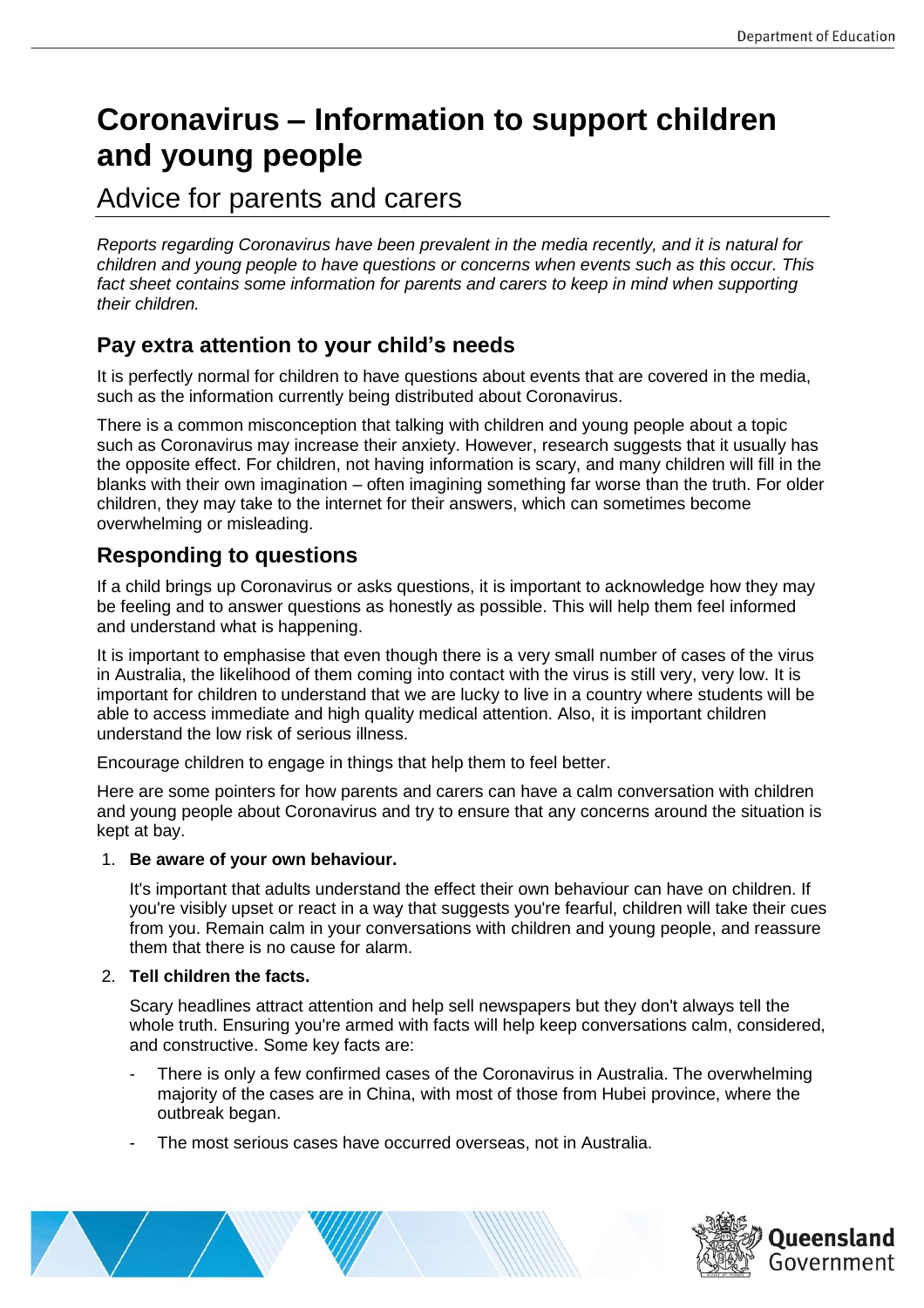# Coronavirus – Information to support children and young people

## Advice for parents and carers

*Reports regarding Coronavirus have been prevalent in the media recently, and it is natural for children and young people to have questions or concerns when events such as this occur. This fact sheet contains some information for parents and carers to keep in mind when supporting their children.*

### Pay extra attention to your child's needs

It is perfectly normal for children to have questions about events that are covered in the media, such as the information currently being distributed about Coronavirus.

There is a common misconception that talking with children and young people about a topic such as Coronavirus may increase their anxiety. However, research suggests that it usually has the opposite effect. For children, not having information is scary, and many children will fill in the blanks with their own imagination – often imagining something far worse than the truth. For older children, they may take to the internet for their answers, which can sometimes become overwhelming or misleading.

### Responding to questions

If a child brings up Coronavirus or asks questions, it is important to acknowledge how they may be feeling and to answer questions as honestly as possible. This will help them feel informed and understand what is happening.

It is important to emphasise that even though there is a very small number of cases of the virus in Australia, the likelihood of them coming into contact with the virus is still very, very low. It is important for children to understand that we are lucky to live in a country where students will be able to access immediate and high quality medical attention. Also, it is important children understand the low risk of serious illness.

Encourage children to engage in things that help them to feel better.

Here are some pointers for how parents and carers can have a calm conversation with children and young people about Coronavirus and try to ensure that any concerns around the situation is kept at bay.

1. **Be aware of your own behaviour.**

   It's important that adults understand the effect their own behaviour can have on children. If you're visibly upset or react in a way that suggests you're fearful, children will take their cues from you. Remain calm in your conversations with children and young people, and reassure them that there is no cause for alarm.

2. **Tell children the facts.**

   Scary headlines attract attention and help sell newspapers but they don't always tell the whole truth. Ensuring you're armed with facts will help keep conversations calm, considered, and constructive. Some key facts are:

   - There is only a few confirmed cases of the Coronavirus in Australia. The overwhelming majority of the cases are in China, with most of those from Hubei province, where the outbreak began.
   - The most serious cases have occurred overseas, not in Australia.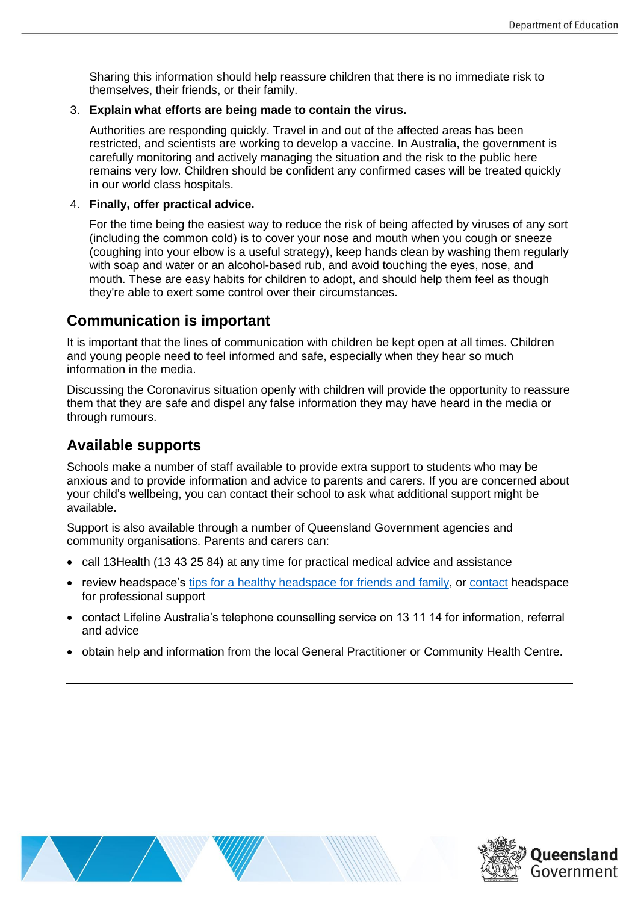Sharing this information should help reassure children that there is no immediate risk to themselves, their friends, or their family.

3. **Explain what efforts are being made to contain the virus.**

   Authorities are responding quickly. Travel in and out of the affected areas has been restricted, and scientists are working to develop a vaccine. In Australia, the government is carefully monitoring and actively managing the situation and the risk to the public here remains very low. Children should be confident any confirmed cases will be treated quickly in our world class hospitals.

4. **Finally, offer practical advice.**

   For the time being the easiest way to reduce the risk of being affected by viruses of any sort (including the common cold) is to cover your nose and mouth when you cough or sneeze (coughing into your elbow is a useful strategy), keep hands clean by washing them regularly with soap and water or an alcohol-based rub, and avoid touching the eyes, nose, and mouth. These are easy habits for children to adopt, and should help them feel as though they're able to exert some control over their circumstances.

## Communication is important

It is important that the lines of communication with children be kept open at all times. Children and young people need to feel informed and safe, especially when they hear so much information in the media.

Discussing the Coronavirus situation openly with children will provide the opportunity to reassure them that they are safe and dispel any false information they may have heard in the media or through rumours.

## Available supports

Schools make a number of staff available to provide extra support to students who may be anxious and to provide information and advice to parents and carers. If you are concerned about your child's wellbeing, you can contact their school to ask what additional support might be available.

Support is also available through a number of Queensland Government agencies and community organisations. Parents and carers can:

- call 13Health (13 43 25 84) at any time for practical medical advice and assistance
- review headspace's tips for a healthy headspace for friends and family, or contact headspace for professional support
- contact Lifeline Australia's telephone counselling service on 13 11 14 for information, referral and advice
- obtain help and information from the local General Practitioner or Community Health Centre.